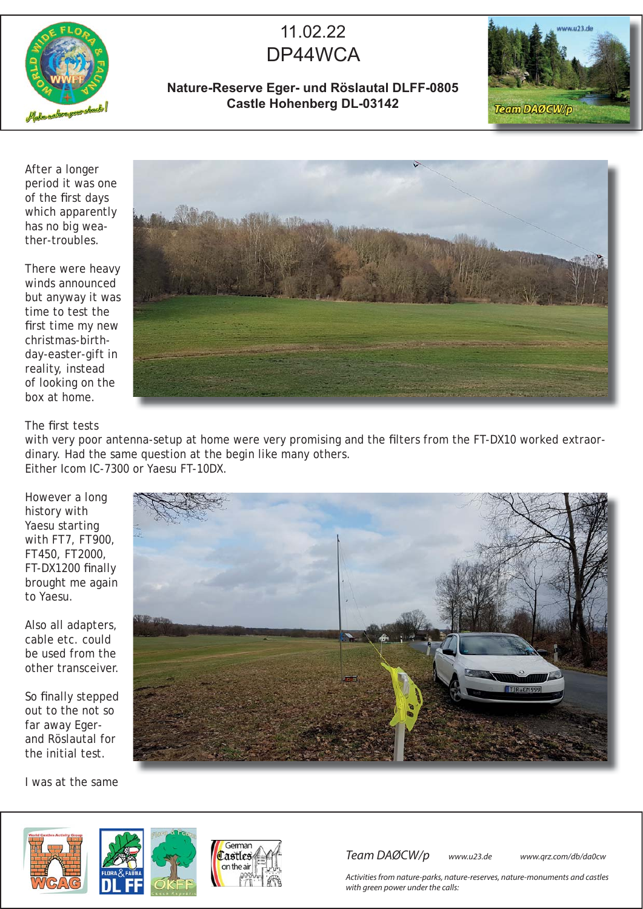# 11.02.22
# DP44WCA

**Nature-Reserve Eger- und Röslautal DLFF-0805**
**Castle Hohenberg DL-03142**

After a longer period it was one of the first days which apparently has no big weather-troubles.

There were heavy winds announced but anyway it was time to test the first time my new christmas-birthday-easter-gift in reality, instead of looking on the box at home.

The first tests with very poor antenna-setup at home were very promising and the filters from the FT-DX10 worked extraordinary. Had the same question at the begin like many others. Either Icom IC-7300 or Yaesu FT-10DX.

However a long history with Yaesu starting with FT7, FT900, FT450, FT2000, FT-DX1200 finally brought me again to Yaesu.

Also all adapters, cable etc. could be used from the other transceiver.

So finally stepped out to the not so far away Eger- and Röslautal for the initial test.

I was at the same

*Team DAØCW/p* *www.u23.de* *www.qrz.com/db/da0cw*

*Activities from nature-parks, nature-reserves, nature-monuments and castles with green power under the calls:*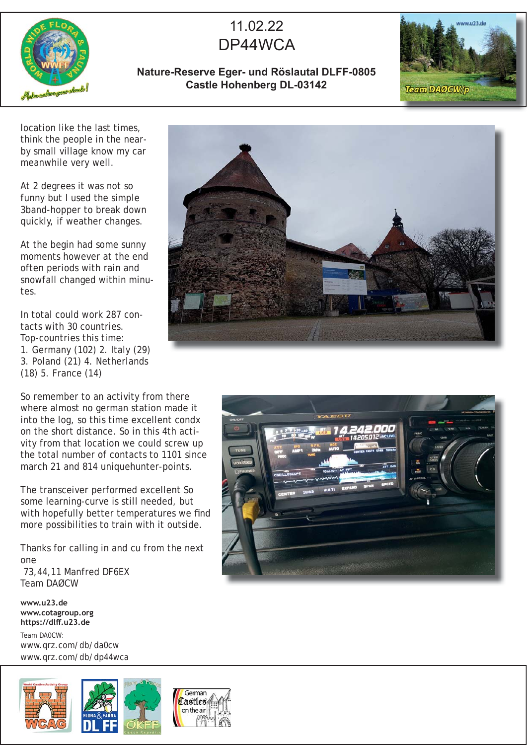11.02.22

DP44WCA

**Nature-Reserve Eger- und Röslautal DLFF-0805**
**Castle Hohenberg DL-03142**

location like the last times, think the people in the near-by small village know my car meanwhile very well.

At 2 degrees it was not so funny but I used the simple 3band-hopper to break down quickly, if weather changes.

At the begin had some sunny moments however at the end often periods with rain and snowfall changed within minutes.

In total could work 287 contacts with 30 countries.
Top-countries this time:
1. Germany (102) 2. Italy (29)
3. Poland (21) 4. Netherlands (18) 5. France (14)

So remember to an activity from there where almost no german station made it into the log, so this time excellent condx on the short distance. So in this 4th activity from that location we could screw up the total number of contacts to 1101 since march 21 and 814 uniquehunter-points.

The transceiver performed excellent So some learning-curve is still needed, but with hopefully better temperatures we find more possibilities to train with it outside.

Thanks for calling in and cu from the next one
73,44,11 Manfred DF6EX
Team DAØCW

**www.u23.de**
**www.cotagroup.org**
**https://dlff.u23.de**

Team DA0CW:
www.qrz.com/db/da0cw
www.qrz.com/db/dp44wca